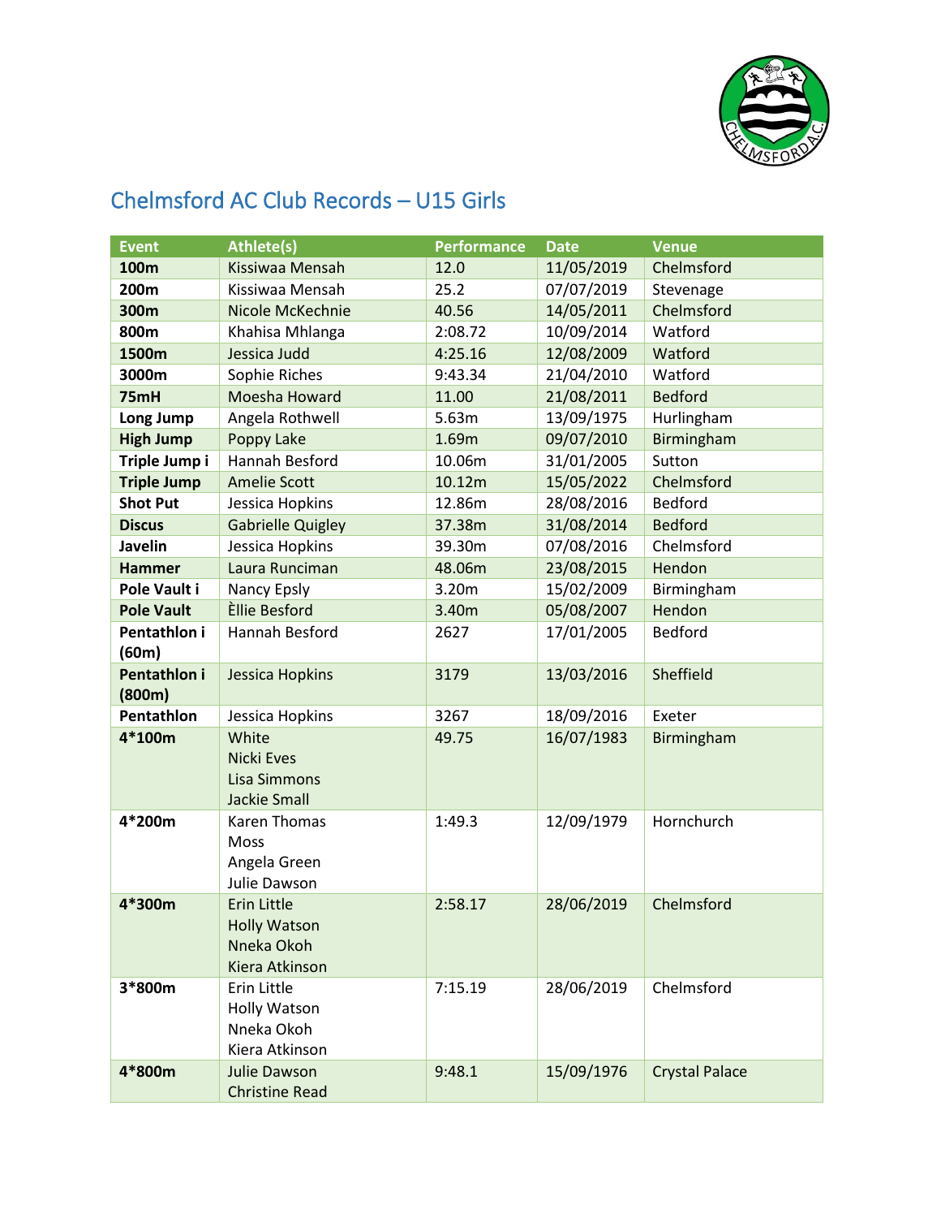# Chelmsford AC Club Records – U15 Girls

| Event | Athlete(s) | Performance | Date | Venue |
|---|---|---|---|---|
| **100m** | Kissiwaa Mensah | 12.0 | 11/05/2019 | Chelmsford |
| **200m** | Kissiwaa Mensah | 25.2 | 07/07/2019 | Stevenage |
| **300m** | Nicole McKechnie | 40.56 | 14/05/2011 | Chelmsford |
| **800m** | Khahisa Mhlanga | 2:08.72 | 10/09/2014 | Watford |
| **1500m** | Jessica Judd | 4:25.16 | 12/08/2009 | Watford |
| **3000m** | Sophie Riches | 9:43.34 | 21/04/2010 | Watford |
| **75mH** | Moesha Howard | 11.00 | 21/08/2011 | Bedford |
| **Long Jump** | Angela Rothwell | 5.63m | 13/09/1975 | Hurlingham |
| **High Jump** | Poppy Lake | 1.69m | 09/07/2010 | Birmingham |
| **Triple Jump i** | Hannah Besford | 10.06m | 31/01/2005 | Sutton |
| **Triple Jump** | Amelie Scott | 10.12m | 15/05/2022 | Chelmsford |
| **Shot Put** | Jessica Hopkins | 12.86m | 28/08/2016 | Bedford |
| **Discus** | Gabrielle Quigley | 37.38m | 31/08/2014 | Bedford |
| **Javelin** | Jessica Hopkins | 39.30m | 07/08/2016 | Chelmsford |
| **Hammer** | Laura Runciman | 48.06m | 23/08/2015 | Hendon |
| **Pole Vault i** | Nancy Epsly | 3.20m | 15/02/2009 | Birmingham |
| **Pole Vault** | Èllie Besford | 3.40m | 05/08/2007 | Hendon |
| **Pentathlon i (60m)** | Hannah Besford | 2627 | 17/01/2005 | Bedford |
| **Pentathlon i (800m)** | Jessica Hopkins | 3179 | 13/03/2016 | Sheffield |
| **Pentathlon** | Jessica Hopkins | 3267 | 18/09/2016 | Exeter |
| **4*100m** | White<br>Nicki Eves<br>Lisa Simmons<br>Jackie Small | 49.75 | 16/07/1983 | Birmingham |
| **4*200m** | Karen Thomas<br>Moss<br>Angela Green<br>Julie Dawson | 1:49.3 | 12/09/1979 | Hornchurch |
| **4*300m** | Erin Little<br>Holly Watson<br>Nneka Okoh<br>Kiera Atkinson | 2:58.17 | 28/06/2019 | Chelmsford |
| **3*800m** | Erin Little<br>Holly Watson<br>Nneka Okoh<br>Kiera Atkinson | 7:15.19 | 28/06/2019 | Chelmsford |
| **4*800m** | Julie Dawson<br>Christine Read | 9:48.1 | 15/09/1976 | Crystal Palace |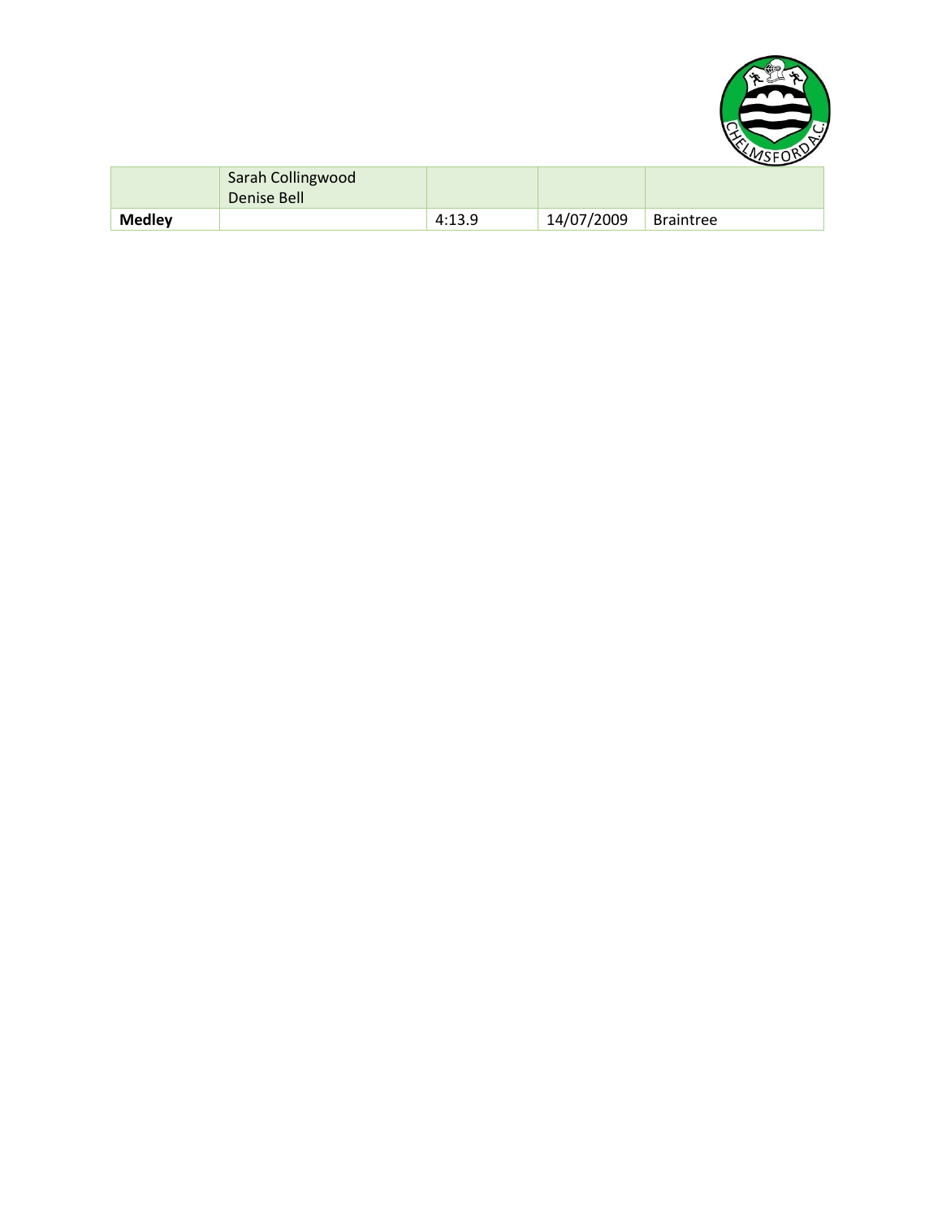| | | | | |
|---|---|---|---|---|
| | Sarah Collingwood<br>Denise Bell | | | |
| **Medley** | | 4:13.9 | 14/07/2009 | Braintree |